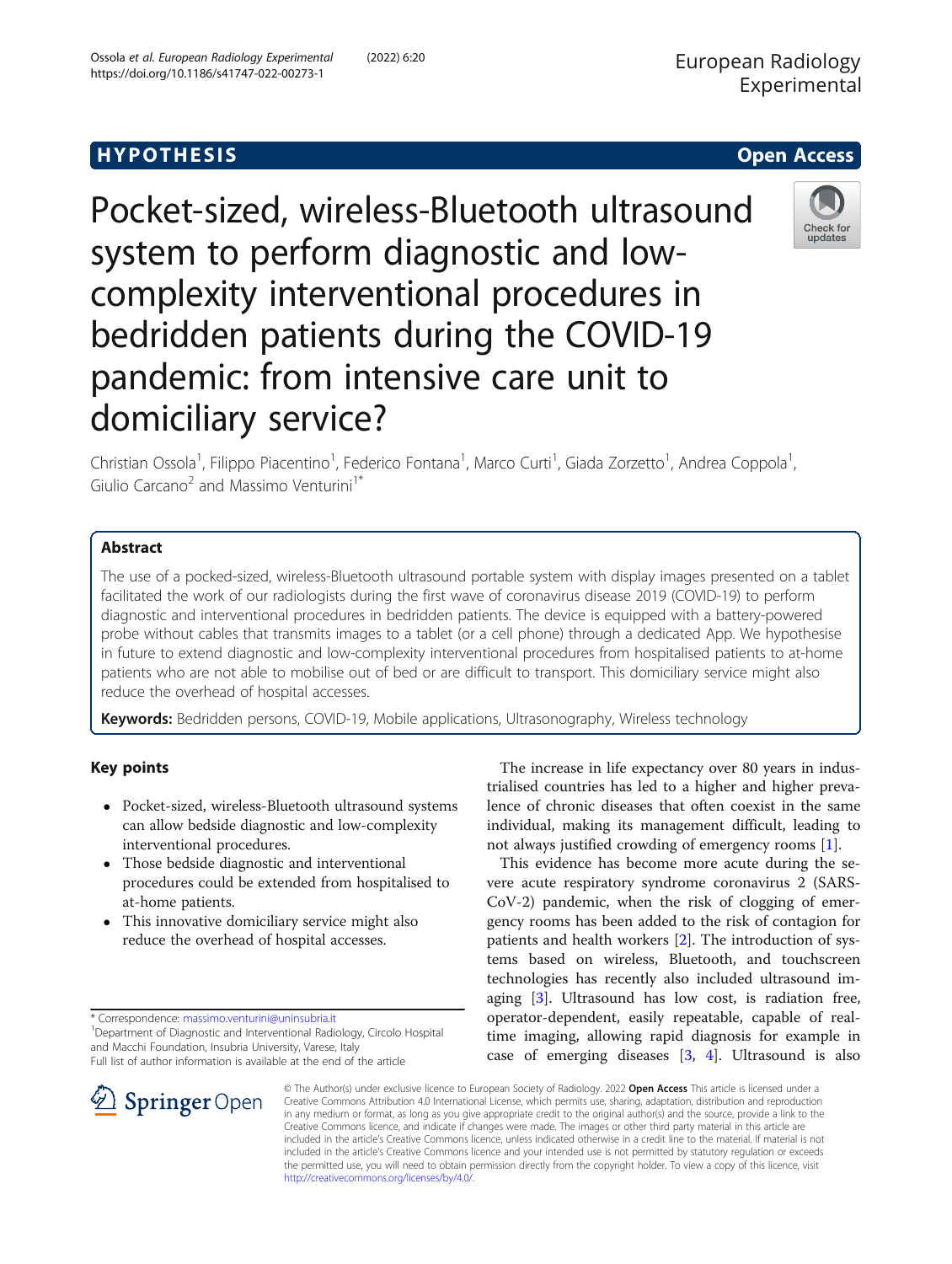HYPOTHESIS

Open Access

# Pocket-sized, wireless-Bluetooth ultrasound system to perform diagnostic and low-complexity interventional procedures in bedridden patients during the COVID-19 pandemic: from intensive care unit to domiciliary service?

Christian Ossola[1], Filippo Piacentino[1], Federico Fontana[1], Marco Curti[1], Giada Zorzetto[1], Andrea Coppola[1], Giulio Carcano[2] and Massimo Venturini[1*]

## Abstract

The use of a pocked-sized, wireless-Bluetooth ultrasound portable system with display images presented on a tablet facilitated the work of our radiologists during the first wave of coronavirus disease 2019 (COVID-19) to perform diagnostic and interventional procedures in bedridden patients. The device is equipped with a battery-powered probe without cables that transmits images to a tablet (or a cell phone) through a dedicated App. We hypothesise in future to extend diagnostic and low-complexity interventional procedures from hospitalised patients to at-home patients who are not able to mobilise out of bed or are difficult to transport. This domiciliary service might also reduce the overhead of hospital accesses.

**Keywords:** Bedridden persons, COVID-19, Mobile applications, Ultrasonography, Wireless technology

## Key points

- Pocket-sized, wireless-Bluetooth ultrasound systems can allow bedside diagnostic and low-complexity interventional procedures.
- Those bedside diagnostic and interventional procedures could be extended from hospitalised to at-home patients.
- This innovative domiciliary service might also reduce the overhead of hospital accesses.

\* Correspondence: massimo.venturini@uninsubria.it
[1]Department of Diagnostic and Interventional Radiology, Circolo Hospital and Macchi Foundation, Insubria University, Varese, Italy
Full list of author information is available at the end of the article

The increase in life expectancy over 80 years in industrialised countries has led to a higher and higher prevalence of chronic diseases that often coexist in the same individual, making its management difficult, leading to not always justified crowding of emergency rooms [1].

This evidence has become more acute during the severe acute respiratory syndrome coronavirus 2 (SARS-CoV-2) pandemic, when the risk of clogging of emergency rooms has been added to the risk of contagion for patients and health workers [2]. The introduction of systems based on wireless, Bluetooth, and touchscreen technologies has recently also included ultrasound imaging [3]. Ultrasound has low cost, is radiation free, operator-dependent, easily repeatable, capable of real-time imaging, allowing rapid diagnosis for example in case of emerging diseases [3, 4]. Ultrasound is also

© The Author(s) under exclusive licence to European Society of Radiology. 2022 **Open Access** This article is licensed under a Creative Commons Attribution 4.0 International License, which permits use, sharing, adaptation, distribution and reproduction in any medium or format, as long as you give appropriate credit to the original author(s) and the source, provide a link to the Creative Commons licence, and indicate if changes were made. The images or other third party material in this article are included in the article's Creative Commons licence, unless indicated otherwise in a credit line to the material. If material is not included in the article's Creative Commons licence and your intended use is not permitted by statutory regulation or exceeds the permitted use, you will need to obtain permission directly from the copyright holder. To view a copy of this licence, visit http://creativecommons.org/licenses/by/4.0/.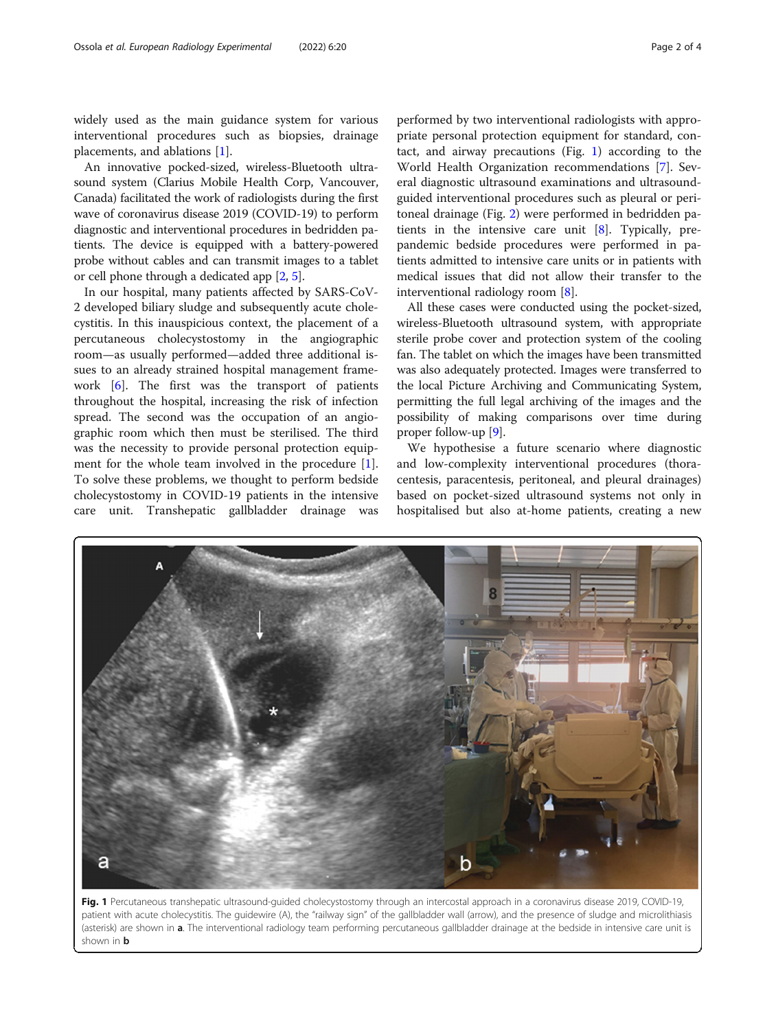widely used as the main guidance system for various interventional procedures such as biopsies, drainage placements, and ablations [1].

An innovative pocked-sized, wireless-Bluetooth ultrasound system (Clarius Mobile Health Corp, Vancouver, Canada) facilitated the work of radiologists during the first wave of coronavirus disease 2019 (COVID-19) to perform diagnostic and interventional procedures in bedridden patients. The device is equipped with a battery-powered probe without cables and can transmit images to a tablet or cell phone through a dedicated app [2, 5].

In our hospital, many patients affected by SARS-CoV-2 developed biliary sludge and subsequently acute cholecystitis. In this inauspicious context, the placement of a percutaneous cholecystostomy in the angiographic room—as usually performed—added three additional issues to an already strained hospital management framework [6]. The first was the transport of patients throughout the hospital, increasing the risk of infection spread. The second was the occupation of an angiographic room which then must be sterilised. The third was the necessity to provide personal protection equipment for the whole team involved in the procedure [1]. To solve these problems, we thought to perform bedside cholecystostomy in COVID-19 patients in the intensive care unit. Transhepatic gallbladder drainage was performed by two interventional radiologists with appropriate personal protection equipment for standard, contact, and airway precautions (Fig. 1) according to the World Health Organization recommendations [7]. Several diagnostic ultrasound examinations and ultrasound-guided interventional procedures such as pleural or peritoneal drainage (Fig. 2) were performed in bedridden patients in the intensive care unit [8]. Typically, pre-pandemic bedside procedures were performed in patients admitted to intensive care units or in patients with medical issues that did not allow their transfer to the interventional radiology room [8].

All these cases were conducted using the pocket-sized, wireless-Bluetooth ultrasound system, with appropriate sterile probe cover and protection system of the cooling fan. The tablet on which the images have been transmitted was also adequately protected. Images were transferred to the local Picture Archiving and Communicating System, permitting the full legal archiving of the images and the possibility of making comparisons over time during proper follow-up [9].

We hypothesise a future scenario where diagnostic and low-complexity interventional procedures (thoracentesis, paracentesis, peritoneal, and pleural drainages) based on pocket-sized ultrasound systems not only in hospitalised but also at-home patients, creating a new

**Fig. 1** Percutaneous transhepatic ultrasound-guided cholecystostomy through an intercostal approach in a coronavirus disease 2019, COVID-19, patient with acute cholecystitis. The guidewire (A), the "railway sign" of the gallbladder wall (arrow), and the presence of sludge and microlithiasis (asterisk) are shown in **a**. The interventional radiology team performing percutaneous gallbladder drainage at the bedside in intensive care unit is shown in **b**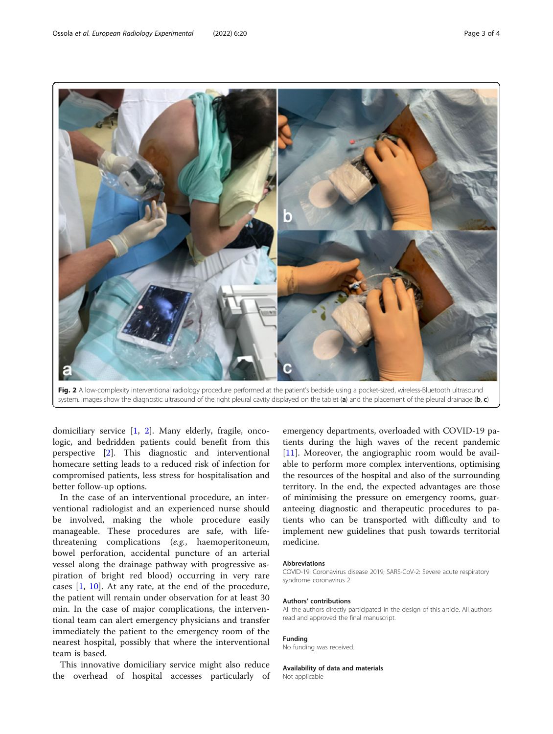Fig. 2 A low-complexity interventional radiology procedure performed at the patient's bedside using a pocket-sized, wireless-Bluetooth ultrasound system. Images show the diagnostic ultrasound of the right pleural cavity displayed on the tablet (**a**) and the placement of the pleural drainage (**b**, **c**)

domiciliary service [1, 2]. Many elderly, fragile, oncologic, and bedridden patients could benefit from this perspective [2]. This diagnostic and interventional homecare setting leads to a reduced risk of infection for compromised patients, less stress for hospitalisation and better follow-up options.

In the case of an interventional procedure, an interventional radiologist and an experienced nurse should be involved, making the whole procedure easily manageable. These procedures are safe, with life-threatening complications (*e.g.*, haemoperitoneum, bowel perforation, accidental puncture of an arterial vessel along the drainage pathway with progressive aspiration of bright red blood) occurring in very rare cases [1, 10]. At any rate, at the end of the procedure, the patient will remain under observation for at least 30 min. In the case of major complications, the interventional team can alert emergency physicians and transfer immediately the patient to the emergency room of the nearest hospital, possibly that where the interventional team is based.

This innovative domiciliary service might also reduce the overhead of hospital accesses particularly of emergency departments, overloaded with COVID-19 patients during the high waves of the recent pandemic [11]. Moreover, the angiographic room would be available to perform more complex interventions, optimising the resources of the hospital and also of the surrounding territory. In the end, the expected advantages are those of minimising the pressure on emergency rooms, guaranteeing diagnostic and therapeutic procedures to patients who can be transported with difficulty and to implement new guidelines that push towards territorial medicine.

#### Abbreviations

COVID-19: Coronavirus disease 2019; SARS-CoV-2: Severe acute respiratory syndrome coronavirus 2

#### Authors' contributions

All the authors directly participated in the design of this article. All authors read and approved the final manuscript.

#### Funding

No funding was received.

#### Availability of data and materials

Not applicable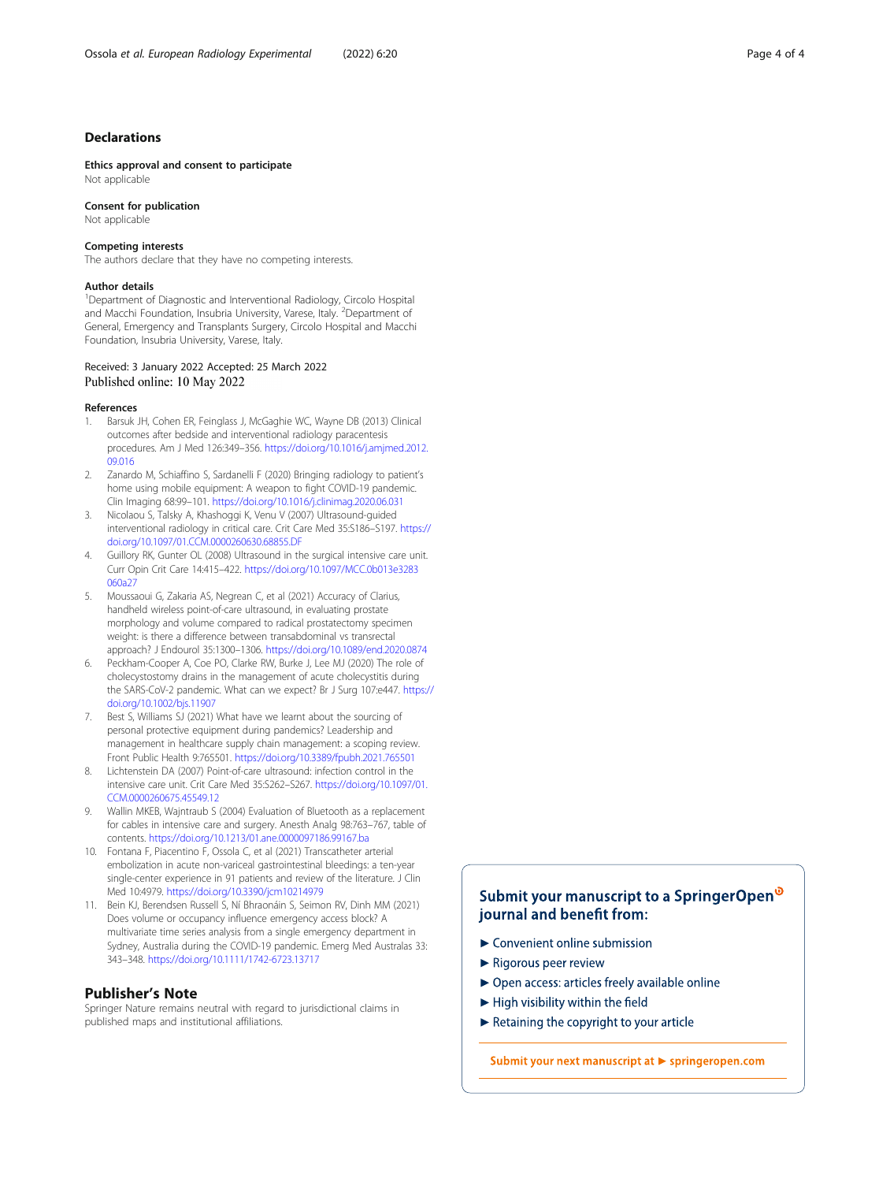## Declarations

### Ethics approval and consent to participate
Not applicable

### Consent for publication
Not applicable

### Competing interests
The authors declare that they have no competing interests.

### Author details
[1]Department of Diagnostic and Interventional Radiology, Circolo Hospital and Macchi Foundation, Insubria University, Varese, Italy. [2]Department of General, Emergency and Transplants Surgery, Circolo Hospital and Macchi Foundation, Insubria University, Varese, Italy.

Received: 3 January 2022 Accepted: 25 March 2022
Published online: 10 May 2022

### References
1. Barsuk JH, Cohen ER, Feinglass J, McGaghie WC, Wayne DB (2013) Clinical outcomes after bedside and interventional radiology paracentesis procedures. Am J Med 126:349–356. https://doi.org/10.1016/j.amjmed.2012.09.016
2. Zanardo M, Schiaffino S, Sardanelli F (2020) Bringing radiology to patient's home using mobile equipment: A weapon to fight COVID-19 pandemic. Clin Imaging 68:99–101. https://doi.org/10.1016/j.clinimag.2020.06.031
3. Nicolaou S, Talsky A, Khashoggi K, Venu V (2007) Ultrasound-guided interventional radiology in critical care. Crit Care Med 35:S186–S197. https://doi.org/10.1097/01.CCM.0000260630.68855.DF
4. Guillory RK, Gunter OL (2008) Ultrasound in the surgical intensive care unit. Curr Opin Crit Care 14:415–422. https://doi.org/10.1097/MCC.0b013e3283060a27
5. Moussaoui G, Zakaria AS, Negrean C, et al (2021) Accuracy of Clarius, handheld wireless point-of-care ultrasound, in evaluating prostate morphology and volume compared to radical prostatectomy specimen weight: is there a difference between transabdominal vs transrectal approach? J Endourol 35:1300–1306. https://doi.org/10.1089/end.2020.0874
6. Peckham-Cooper A, Coe PO, Clarke RW, Burke J, Lee MJ (2020) The role of cholecystostomy drains in the management of acute cholecystitis during the SARS-CoV-2 pandemic. What can we expect? Br J Surg 107:e447. https://doi.org/10.1002/bjs.11907
7. Best S, Williams SJ (2021) What have we learnt about the sourcing of personal protective equipment during pandemics? Leadership and management in healthcare supply chain management: a scoping review. Front Public Health 9:765501. https://doi.org/10.3389/fpubh.2021.765501
8. Lichtenstein DA (2007) Point-of-care ultrasound: infection control in the intensive care unit. Crit Care Med 35:S262–S267. https://doi.org/10.1097/01.CCM.0000260675.45549.12
9. Wallin MKEB, Wajntraub S (2004) Evaluation of Bluetooth as a replacement for cables in intensive care and surgery. Anesth Analg 98:763–767, table of contents. https://doi.org/10.1213/01.ane.0000097186.99167.ba
10. Fontana F, Piacentino F, Ossola C, et al (2021) Transcatheter arterial embolization in acute non-variceal gastrointestinal bleedings: a ten-year single-center experience in 91 patients and review of the literature. J Clin Med 10:4979. https://doi.org/10.3390/jcm10214979
11. Bein KJ, Berendsen Russell S, Ní Bhraonáin S, Seimon RV, Dinh MM (2021) Does volume or occupancy influence emergency access block? A multivariate time series analysis from a single emergency department in Sydney, Australia during the COVID-19 pandemic. Emerg Med Australas 33:343–348. https://doi.org/10.1111/1742-6723.13717

## Publisher's Note
Springer Nature remains neutral with regard to jurisdictional claims in published maps and institutional affiliations.

**Submit your manuscript to a SpringerOpen journal and benefit from:**

- Convenient online submission
- Rigorous peer review
- Open access: articles freely available online
- High visibility within the field
- Retaining the copyright to your article

Submit your next manuscript at ▶ springeropen.com